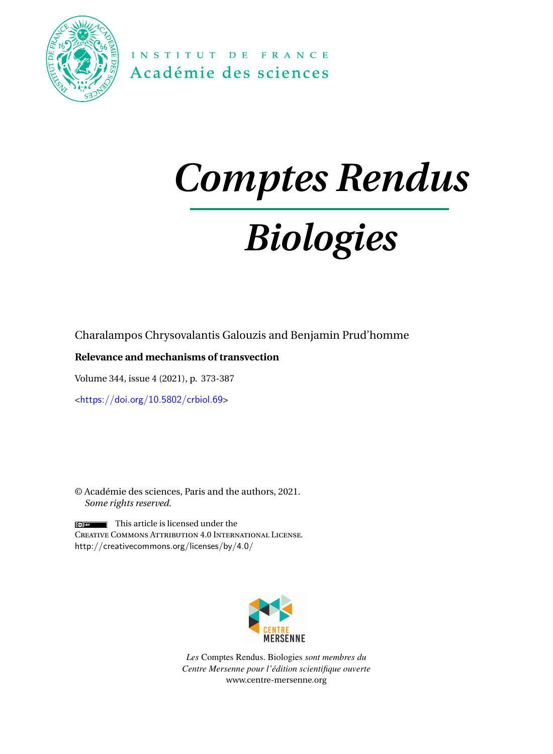INSTITUT DE FRANCE
Académie des sciences

# Comptes Rendus

# Biologies

Charalampos Chrysovalantis Galouzis and Benjamin Prud'homme

**Relevance and mechanisms of transvection**

Volume 344, issue 4 (2021), p. 373-387

<https://doi.org/10.5802/crbiol.69>

© Académie des sciences, Paris and the authors, 2021.
*Some rights reserved.*

This article is licensed under the
Creative Commons Attribution 4.0 International License.
http://creativecommons.org/licenses/by/4.0/

CENTRE MERSENNE

*Les* Comptes Rendus. Biologies *sont membres du*
*Centre Mersenne pour l'édition scientifique ouverte*
www.centre-mersenne.org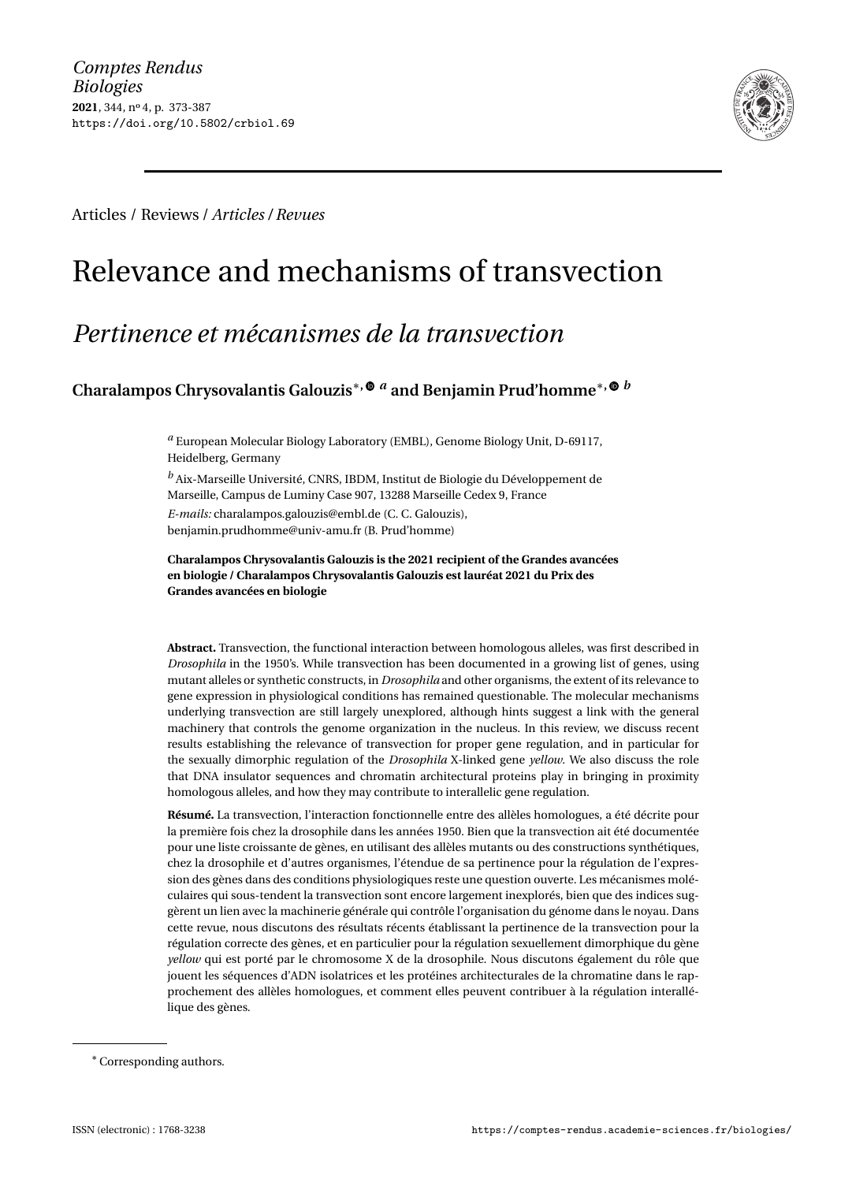*Comptes Rendus Biologies*
**2021**, 344, n° 4, p. 373-387
https://doi.org/10.5802/crbiol.69

Articles / Reviews / *Articles / Revues*

# Relevance and mechanisms of transvection

## *Pertinence et mécanismes de la transvection*

**Charalampos Chrysovalantis Galouzis**[*, a] **and Benjamin Prud'homme**[*, b]

[a] European Molecular Biology Laboratory (EMBL), Genome Biology Unit, D-69117, Heidelberg, Germany

[b] Aix-Marseille Université, CNRS, IBDM, Institut de Biologie du Développement de Marseille, Campus de Luminy Case 907, 13288 Marseille Cedex 9, France

*E-mails:* charalampos.galouzis@embl.de (C. C. Galouzis), benjamin.prudhomme@univ-amu.fr (B. Prud'homme)

**Charalampos Chrysovalantis Galouzis is the 2021 recipient of the Grandes avancées en biologie / Charalampos Chrysovalantis Galouzis est lauréat 2021 du Prix des Grandes avancées en biologie**

**Abstract.** Transvection, the functional interaction between homologous alleles, was first described in *Drosophila* in the 1950's. While transvection has been documented in a growing list of genes, using mutant alleles or synthetic constructs, in *Drosophila* and other organisms, the extent of its relevance to gene expression in physiological conditions has remained questionable. The molecular mechanisms underlying transvection are still largely unexplored, although hints suggest a link with the general machinery that controls the genome organization in the nucleus. In this review, we discuss recent results establishing the relevance of transvection for proper gene regulation, and in particular for the sexually dimorphic regulation of the *Drosophila* X-linked gene *yellow*. We also discuss the role that DNA insulator sequences and chromatin architectural proteins play in bringing in proximity homologous alleles, and how they may contribute to interallelic gene regulation.

**Résumé.** La transvection, l'interaction fonctionnelle entre des allèles homologues, a été décrite pour la première fois chez la drosophile dans les années 1950. Bien que la transvection ait été documentée pour une liste croissante de gènes, en utilisant des allèles mutants ou des constructions synthétiques, chez la drosophile et d'autres organismes, l'étendue de sa pertinence pour la régulation de l'expression des gènes dans des conditions physiologiques reste une question ouverte. Les mécanismes moléculaires qui sous-tendent la transvection sont encore largement inexplorés, bien que des indices suggèrent un lien avec la machinerie générale qui contrôle l'organisation du génome dans le noyau. Dans cette revue, nous discutons des résultats récents établissant la pertinence de la transvection pour la régulation correcte des gènes, et en particulier pour la régulation sexuellement dimorphique du gène *yellow* qui est porté par le chromosome X de la drosophile. Nous discutons également du rôle que jouent les séquences d'ADN isolatrices et les protéines architecturales de la chromatine dans le rapprochement des allèles homologues, et comment elles peuvent contribuer à la régulation interallélique des gènes.

[*] Corresponding authors.

ISSN (electronic) : 1768-3238 https://comptes-rendus.academie-sciences.fr/biologies/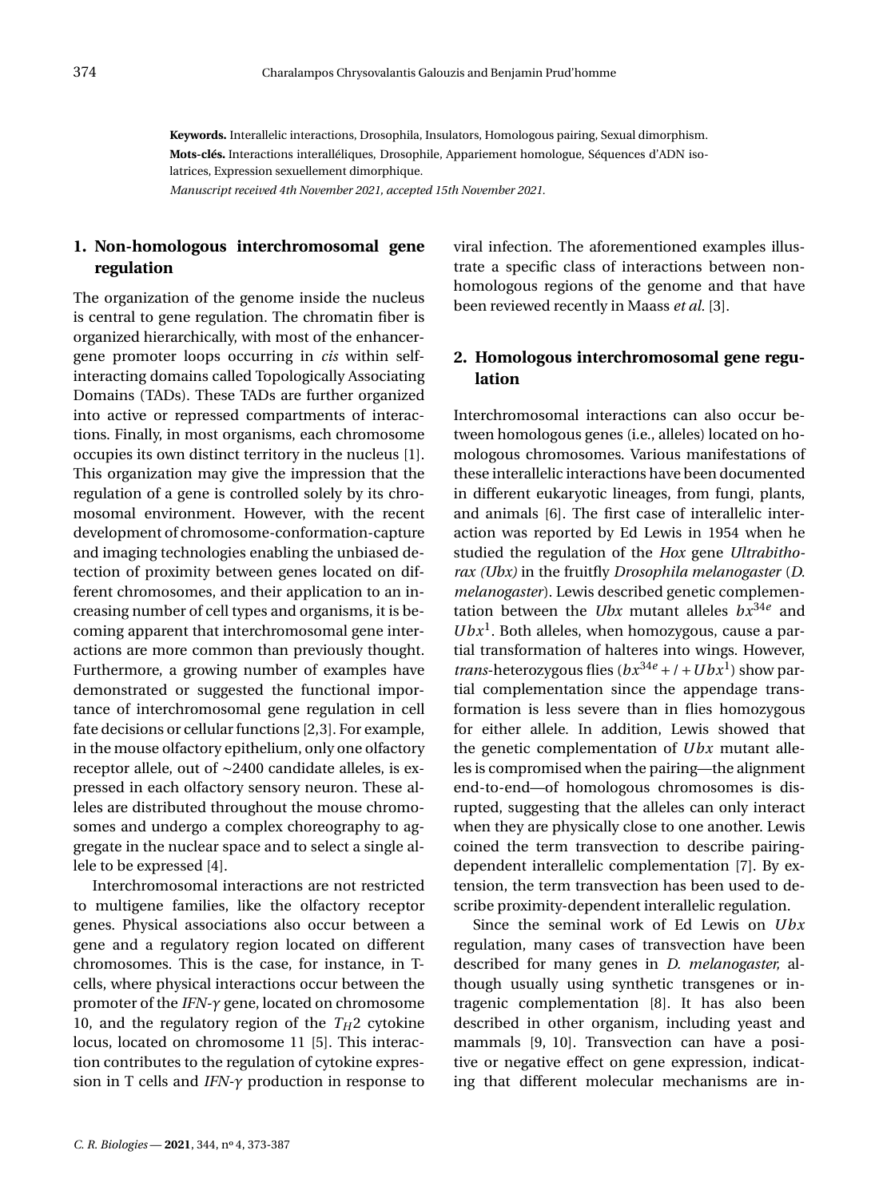**Keywords.** Interallelic interactions, Drosophila, Insulators, Homologous pairing, Sexual dimorphism.
**Mots-clés.** Interactions interalléliques, Drosophile, Appariement homologue, Séquences d'ADN isolatrices, Expression sexuellement dimorphique.
*Manuscript received 4th November 2021, accepted 15th November 2021.*

## 1. Non-homologous interchromosomal gene regulation

The organization of the genome inside the nucleus is central to gene regulation. The chromatin fiber is organized hierarchically, with most of the enhancer-gene promoter loops occurring in *cis* within self-interacting domains called Topologically Associating Domains (TADs). These TADs are further organized into active or repressed compartments of interactions. Finally, in most organisms, each chromosome occupies its own distinct territory in the nucleus [1]. This organization may give the impression that the regulation of a gene is controlled solely by its chromosomal environment. However, with the recent development of chromosome-conformation-capture and imaging technologies enabling the unbiased detection of proximity between genes located on different chromosomes, and their application to an increasing number of cell types and organisms, it is becoming apparent that interchromosomal gene interactions are more common than previously thought. Furthermore, a growing number of examples have demonstrated or suggested the functional importance of interchromosomal gene regulation in cell fate decisions or cellular functions [2,3]. For example, in the mouse olfactory epithelium, only one olfactory receptor allele, out of ~2400 candidate alleles, is expressed in each olfactory sensory neuron. These alleles are distributed throughout the mouse chromosomes and undergo a complex choreography to aggregate in the nuclear space and to select a single allele to be expressed [4].

Interchromosomal interactions are not restricted to multigene families, like the olfactory receptor genes. Physical associations also occur between a gene and a regulatory region located on different chromosomes. This is the case, for instance, in T-cells, where physical interactions occur between the promoter of the *IFN-$\gamma$* gene, located on chromosome 10, and the regulatory region of the $T_H2$ cytokine locus, located on chromosome 11 [5]. This interaction contributes to the regulation of cytokine expression in T cells and *IFN-$\gamma$* production in response to viral infection. The aforementioned examples illustrate a specific class of interactions between non-homologous regions of the genome and that have been reviewed recently in Maass *et al.* [3].

## 2. Homologous interchromosomal gene regulation

Interchromosomal interactions can also occur between homologous genes (i.e., alleles) located on homologous chromosomes. Various manifestations of these interallelic interactions have been documented in different eukaryotic lineages, from fungi, plants, and animals [6]. The first case of interallelic interaction was reported by Ed Lewis in 1954 when he studied the regulation of the *Hox* gene *Ultrabithorax (Ubx)* in the fruitfly *Drosophila melanogaster* (*D. melanogaster*). Lewis described genetic complementation between the *Ubx* mutant alleles $bx^{34e}$ and $Ubx^1$. Both alleles, when homozygous, cause a partial transformation of halteres into wings. However, *trans*-heterozygous flies ($bx^{34e}+/+Ubx^1$) show partial complementation since the appendage transformation is less severe than in flies homozygous for either allele. In addition, Lewis showed that the genetic complementation of $Ubx$ mutant alleles is compromised when the pairing—the alignment end-to-end—of homologous chromosomes is disrupted, suggesting that the alleles can only interact when they are physically close to one another. Lewis coined the term transvection to describe pairing-dependent interallelic complementation [7]. By extension, the term transvection has been used to describe proximity-dependent interallelic regulation.

Since the seminal work of Ed Lewis on $Ubx$ regulation, many cases of transvection have been described for many genes in *D. melanogaster,* although usually using synthetic transgenes or intragenic complementation [8]. It has also been described in other organism, including yeast and mammals [9, 10]. Transvection can have a positive or negative effect on gene expression, indicating that different molecular mechanisms are in-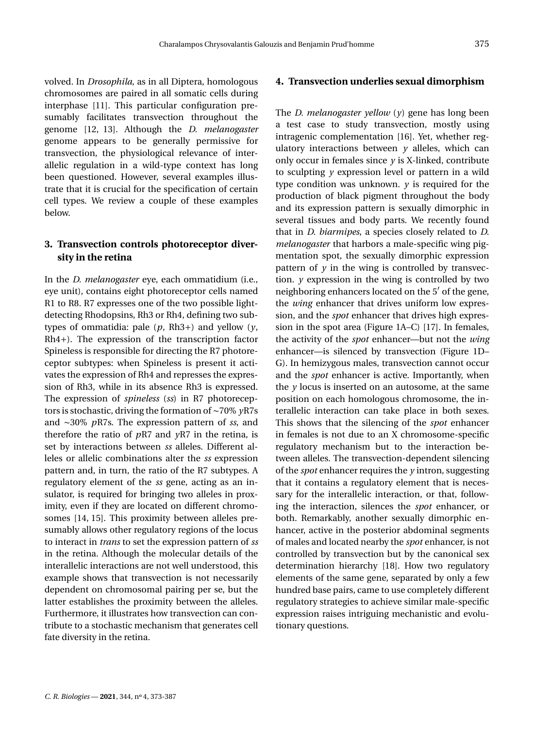volved. In *Drosophila*, as in all Diptera, homologous chromosomes are paired in all somatic cells during interphase [11]. This particular configuration presumably facilitates transvection throughout the genome [12, 13]. Although the *D. melanogaster* genome appears to be generally permissive for transvection, the physiological relevance of interallelic regulation in a wild-type context has long been questioned. However, several examples illustrate that it is crucial for the specification of certain cell types. We review a couple of these examples below.

## 3. Transvection controls photoreceptor diversity in the retina

In the *D. melanogaster* eye, each ommatidium (i.e., eye unit), contains eight photoreceptor cells named R1 to R8. R7 expresses one of the two possible light-detecting Rhodopsins, Rh3 or Rh4, defining two subtypes of ommatidia: pale (*p*, Rh3+) and yellow (*y*, Rh4+). The expression of the transcription factor Spineless is responsible for directing the R7 photoreceptor subtypes: when Spineless is present it activates the expression of Rh4 and represses the expression of Rh3, while in its absence Rh3 is expressed. The expression of *spineless* (*ss*) in R7 photoreceptors is stochastic, driving the formation of ~70% *y*R7s and ~30% *p*R7s. The expression pattern of *ss*, and therefore the ratio of *p*R7 and *y*R7 in the retina, is set by interactions between *ss* alleles. Different alleles or allelic combinations alter the *ss* expression pattern and, in turn, the ratio of the R7 subtypes. A regulatory element of the *ss* gene, acting as an insulator, is required for bringing two alleles in proximity, even if they are located on different chromosomes [14, 15]. This proximity between alleles presumably allows other regulatory regions of the locus to interact in *trans* to set the expression pattern of *ss* in the retina. Although the molecular details of the interallelic interactions are not well understood, this example shows that transvection is not necessarily dependent on chromosomal pairing per se, but the latter establishes the proximity between the alleles. Furthermore, it illustrates how transvection can contribute to a stochastic mechanism that generates cell fate diversity in the retina.

## 4. Transvection underlies sexual dimorphism

The *D. melanogaster yellow* (*y*) gene has long been a test case to study transvection, mostly using intragenic complementation [16]. Yet, whether regulatory interactions between *y* alleles, which can only occur in females since *y* is X-linked, contribute to sculpting *y* expression level or pattern in a wild type condition was unknown. *y* is required for the production of black pigment throughout the body and its expression pattern is sexually dimorphic in several tissues and body parts. We recently found that in *D. biarmipes*, a species closely related to *D. melanogaster* that harbors a male-specific wing pigmentation spot, the sexually dimorphic expression pattern of *y* in the wing is controlled by transvection. *y* expression in the wing is controlled by two neighboring enhancers located on the 5′ of the gene, the *wing* enhancer that drives uniform low expression, and the *spot* enhancer that drives high expression in the spot area (Figure 1A–C) [17]. In females, the activity of the *spot* enhancer—but not the *wing* enhancer—is silenced by transvection (Figure 1D–G). In hemizygous males, transvection cannot occur and the *spot* enhancer is active. Importantly, when the *y* locus is inserted on an autosome, at the same position on each homologous chromosome, the interallelic interaction can take place in both sexes. This shows that the silencing of the *spot* enhancer in females is not due to an X chromosome-specific regulatory mechanism but to the interaction between alleles. The transvection-dependent silencing of the *spot* enhancer requires the *y* intron, suggesting that it contains a regulatory element that is necessary for the interallelic interaction, or that, following the interaction, silences the *spot* enhancer, or both. Remarkably, another sexually dimorphic enhancer, active in the posterior abdominal segments of males and located nearby the *spot* enhancer, is not controlled by transvection but by the canonical sex determination hierarchy [18]. How two regulatory elements of the same gene, separated by only a few hundred base pairs, came to use completely different regulatory strategies to achieve similar male-specific expression raises intriguing mechanistic and evolutionary questions.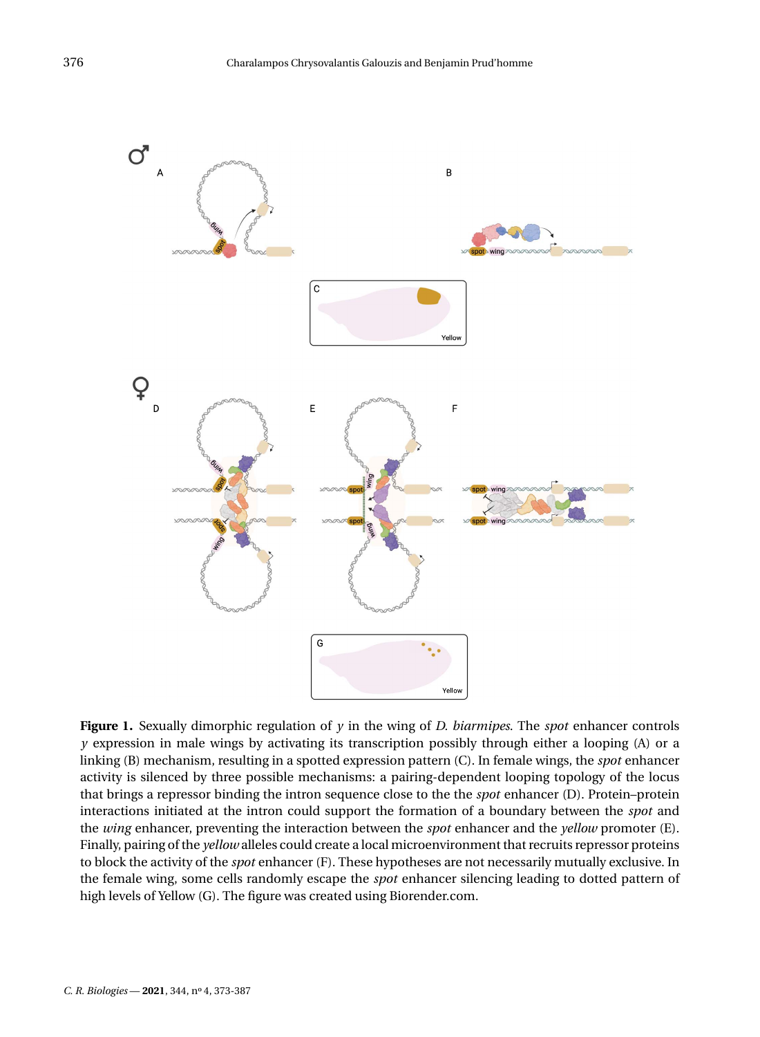**Figure 1.** Sexually dimorphic regulation of *y* in the wing of *D. biarmipes*. The *spot* enhancer controls *y* expression in male wings by activating its transcription possibly through either a looping (A) or a linking (B) mechanism, resulting in a spotted expression pattern (C). In female wings, the *spot* enhancer activity is silenced by three possible mechanisms: a pairing-dependent looping topology of the locus that brings a repressor binding the intron sequence close to the the *spot* enhancer (D). Protein–protein interactions initiated at the intron could support the formation of a boundary between the *spot* and the *wing* enhancer, preventing the interaction between the *spot* enhancer and the *yellow* promoter (E). Finally, pairing of the *yellow* alleles could create a local microenvironment that recruits repressor proteins to block the activity of the *spot* enhancer (F). These hypotheses are not necessarily mutually exclusive. In the female wing, some cells randomly escape the *spot* enhancer silencing leading to dotted pattern of high levels of Yellow (G). The figure was created using Biorender.com.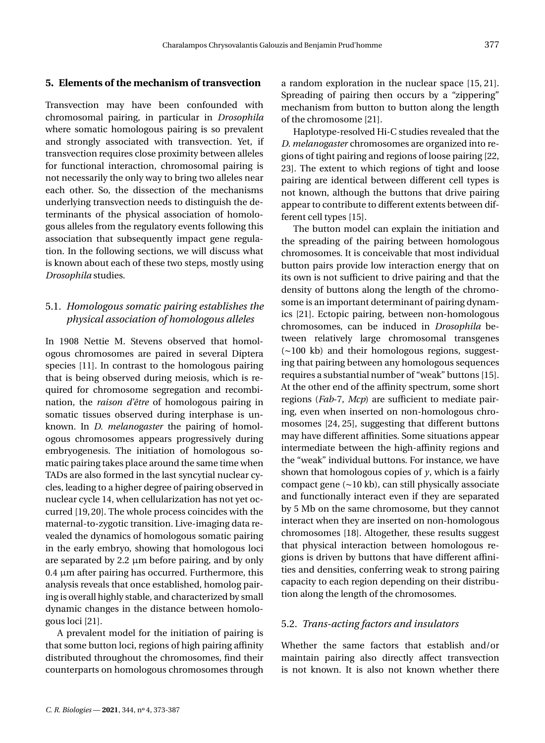## 5. Elements of the mechanism of transvection

Transvection may have been confounded with chromosomal pairing, in particular in *Drosophila* where somatic homologous pairing is so prevalent and strongly associated with transvection. Yet, if transvection requires close proximity between alleles for functional interaction, chromosomal pairing is not necessarily the only way to bring two alleles near each other. So, the dissection of the mechanisms underlying transvection needs to distinguish the determinants of the physical association of homologous alleles from the regulatory events following this association that subsequently impact gene regulation. In the following sections, we will discuss what is known about each of these two steps, mostly using *Drosophila* studies.

### 5.1. *Homologous somatic pairing establishes the physical association of homologous alleles*

In 1908 Nettie M. Stevens observed that homologous chromosomes are paired in several Diptera species [11]. In contrast to the homologous pairing that is being observed during meiosis, which is required for chromosome segregation and recombination, the *raison d'être* of homologous pairing in somatic tissues observed during interphase is unknown. In *D. melanogaster* the pairing of homologous chromosomes appears progressively during embryogenesis. The initiation of homologous somatic pairing takes place around the same time when TADs are also formed in the last syncytial nuclear cycles, leading to a higher degree of pairing observed in nuclear cycle 14, when cellularization has not yet occurred [19, 20]. The whole process coincides with the maternal-to-zygotic transition. Live-imaging data revealed the dynamics of homologous somatic pairing in the early embryo, showing that homologous loci are separated by 2.2 μm before pairing, and by only 0.4 μm after pairing has occurred. Furthermore, this analysis reveals that once established, homolog pairing is overall highly stable, and characterized by small dynamic changes in the distance between homologous loci [21].

A prevalent model for the initiation of pairing is that some button loci, regions of high pairing affinity distributed throughout the chromosomes, find their counterparts on homologous chromosomes through a random exploration in the nuclear space [15, 21]. Spreading of pairing then occurs by a "zippering" mechanism from button to button along the length of the chromosome [21].

Haplotype-resolved Hi-C studies revealed that the *D. melanogaster* chromosomes are organized into regions of tight pairing and regions of loose pairing [22, 23]. The extent to which regions of tight and loose pairing are identical between different cell types is not known, although the buttons that drive pairing appear to contribute to different extents between different cell types [15].

The button model can explain the initiation and the spreading of the pairing between homologous chromosomes. It is conceivable that most individual button pairs provide low interaction energy that on its own is not sufficient to drive pairing and that the density of buttons along the length of the chromosome is an important determinant of pairing dynamics [21]. Ectopic pairing, between non-homologous chromosomes, can be induced in *Drosophila* between relatively large chromosomal transgenes (~100 kb) and their homologous regions, suggesting that pairing between any homologous sequences requires a substantial number of "weak" buttons [15]. At the other end of the affinity spectrum, some short regions (*Fab*-7, *Mcp*) are sufficient to mediate pairing, even when inserted on non-homologous chromosomes [24, 25], suggesting that different buttons may have different affinities. Some situations appear intermediate between the high-affinity regions and the "weak" individual buttons. For instance, we have shown that homologous copies of *y*, which is a fairly compact gene (~10 kb), can still physically associate and functionally interact even if they are separated by 5 Mb on the same chromosome, but they cannot interact when they are inserted on non-homologous chromosomes [18]. Altogether, these results suggest that physical interaction between homologous regions is driven by buttons that have different affinities and densities, conferring weak to strong pairing capacity to each region depending on their distribution along the length of the chromosomes.

### 5.2. *Trans-acting factors and insulators*

Whether the same factors that establish and/or maintain pairing also directly affect transvection is not known. It is also not known whether there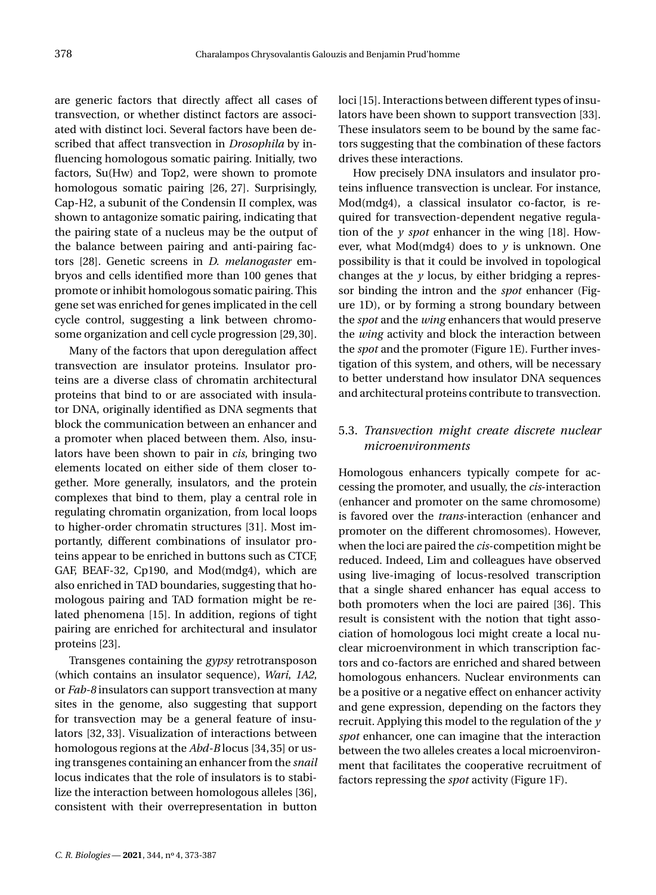are generic factors that directly affect all cases of transvection, or whether distinct factors are associated with distinct loci. Several factors have been described that affect transvection in *Drosophila* by influencing homologous somatic pairing. Initially, two factors, Su(Hw) and Top2, were shown to promote homologous somatic pairing [26, 27]. Surprisingly, Cap-H2, a subunit of the Condensin II complex, was shown to antagonize somatic pairing, indicating that the pairing state of a nucleus may be the output of the balance between pairing and anti-pairing factors [28]. Genetic screens in *D. melanogaster* embryos and cells identified more than 100 genes that promote or inhibit homologous somatic pairing. This gene set was enriched for genes implicated in the cell cycle control, suggesting a link between chromosome organization and cell cycle progression [29, 30].

Many of the factors that upon deregulation affect transvection are insulator proteins. Insulator proteins are a diverse class of chromatin architectural proteins that bind to or are associated with insulator DNA, originally identified as DNA segments that block the communication between an enhancer and a promoter when placed between them. Also, insulators have been shown to pair in *cis*, bringing two elements located on either side of them closer together. More generally, insulators, and the protein complexes that bind to them, play a central role in regulating chromatin organization, from local loops to higher-order chromatin structures [31]. Most importantly, different combinations of insulator proteins appear to be enriched in buttons such as CTCF, GAF, BEAF-32, Cp190, and Mod(mdg4), which are also enriched in TAD boundaries, suggesting that homologous pairing and TAD formation might be related phenomena [15]. In addition, regions of tight pairing are enriched for architectural and insulator proteins [23].

Transgenes containing the *gypsy* retrotransposon (which contains an insulator sequence), *Wari*, *1A2*, or *Fab-8* insulators can support transvection at many sites in the genome, also suggesting that support for transvection may be a general feature of insulators [32, 33]. Visualization of interactions between homologous regions at the *Abd-B* locus [34, 35] or using transgenes containing an enhancer from the *snail* locus indicates that the role of insulators is to stabilize the interaction between homologous alleles [36], consistent with their overrepresentation in button loci [15]. Interactions between different types of insulators have been shown to support transvection [33]. These insulators seem to be bound by the same factors suggesting that the combination of these factors drives these interactions.

How precisely DNA insulators and insulator proteins influence transvection is unclear. For instance, Mod(mdg4), a classical insulator co-factor, is required for transvection-dependent negative regulation of the *y spot* enhancer in the wing [18]. However, what Mod(mdg4) does to *y* is unknown. One possibility is that it could be involved in topological changes at the *y* locus, by either bridging a repressor binding the intron and the *spot* enhancer (Figure 1D), or by forming a strong boundary between the *spot* and the *wing* enhancers that would preserve the *wing* activity and block the interaction between the *spot* and the promoter (Figure 1E). Further investigation of this system, and others, will be necessary to better understand how insulator DNA sequences and architectural proteins contribute to transvection.

### 5.3. *Transvection might create discrete nuclear microenvironments*

Homologous enhancers typically compete for accessing the promoter, and usually, the *cis*-interaction (enhancer and promoter on the same chromosome) is favored over the *trans*-interaction (enhancer and promoter on the different chromosomes). However, when the loci are paired the *cis*-competition might be reduced. Indeed, Lim and colleagues have observed using live-imaging of locus-resolved transcription that a single shared enhancer has equal access to both promoters when the loci are paired [36]. This result is consistent with the notion that tight association of homologous loci might create a local nuclear microenvironment in which transcription factors and co-factors are enriched and shared between homologous enhancers. Nuclear environments can be a positive or a negative effect on enhancer activity and gene expression, depending on the factors they recruit. Applying this model to the regulation of the *y spot* enhancer, one can imagine that the interaction between the two alleles creates a local microenvironment that facilitates the cooperative recruitment of factors repressing the *spot* activity (Figure 1F).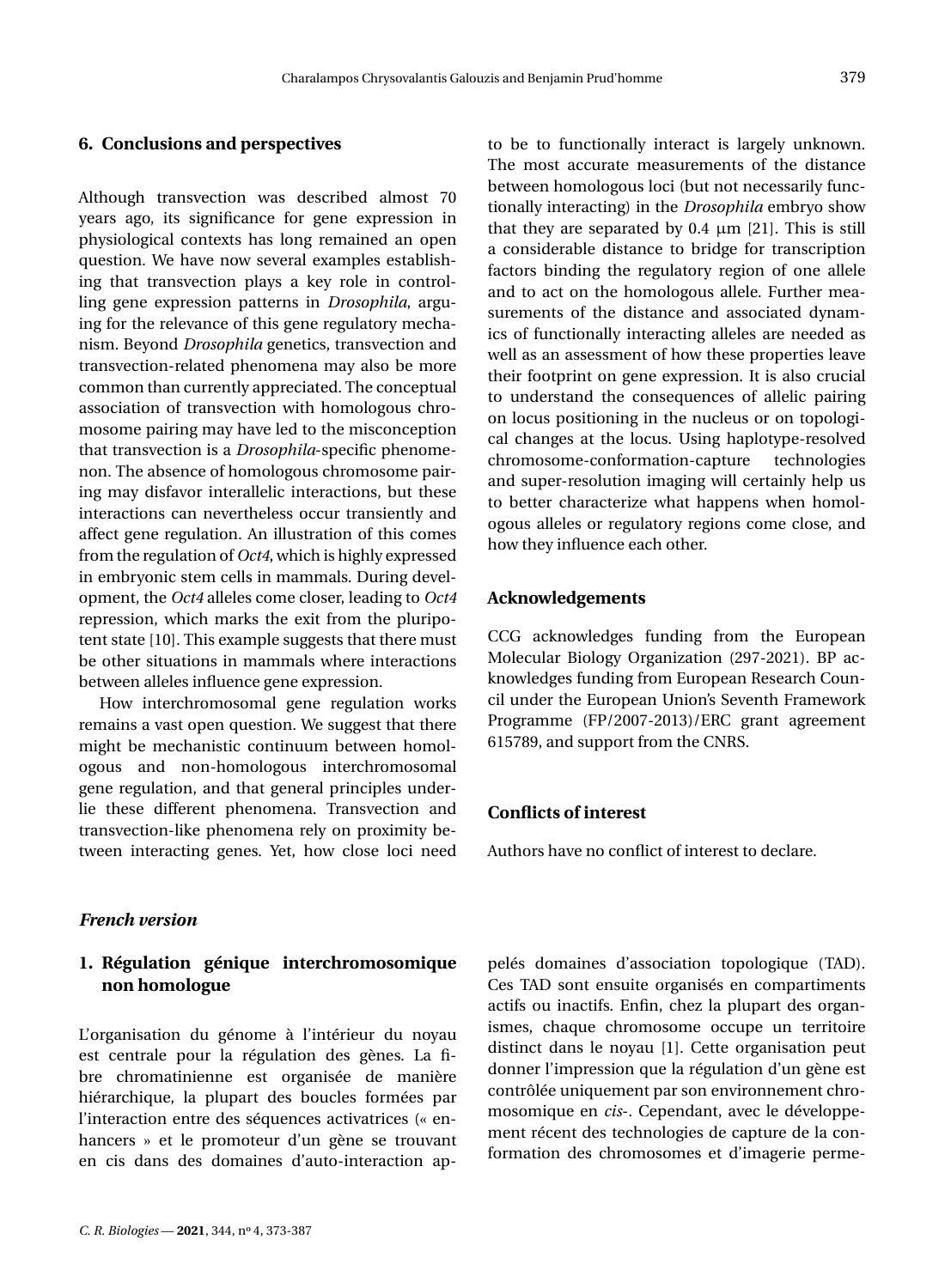## 6. Conclusions and perspectives

Although transvection was described almost 70 years ago, its significance for gene expression in physiological contexts has long remained an open question. We have now several examples establishing that transvection plays a key role in controlling gene expression patterns in *Drosophila*, arguing for the relevance of this gene regulatory mechanism. Beyond *Drosophila* genetics, transvection and transvection-related phenomena may also be more common than currently appreciated. The conceptual association of transvection with homologous chromosome pairing may have led to the misconception that transvection is a *Drosophila*-specific phenomenon. The absence of homologous chromosome pairing may disfavor interallelic interactions, but these interactions can nevertheless occur transiently and affect gene regulation. An illustration of this comes from the regulation of *Oct4*, which is highly expressed in embryonic stem cells in mammals. During development, the *Oct4* alleles come closer, leading to *Oct4* repression, which marks the exit from the pluripotent state [10]. This example suggests that there must be other situations in mammals where interactions between alleles influence gene expression.

How interchromosomal gene regulation works remains a vast open question. We suggest that there might be mechanistic continuum between homologous and non-homologous interchromosomal gene regulation, and that general principles underlie these different phenomena. Transvection and transvection-like phenomena rely on proximity between interacting genes. Yet, how close loci need to be to functionally interact is largely unknown. The most accurate measurements of the distance between homologous loci (but not necessarily functionally interacting) in the *Drosophila* embryo show that they are separated by 0.4 μm [21]. This is still a considerable distance to bridge for transcription factors binding the regulatory region of one allele and to act on the homologous allele. Further measurements of the distance and associated dynamics of functionally interacting alleles are needed as well as an assessment of how these properties leave their footprint on gene expression. It is also crucial to understand the consequences of allelic pairing on locus positioning in the nucleus or on topological changes at the locus. Using haplotype-resolved chromosome-conformation-capture technologies and super-resolution imaging will certainly help us to better characterize what happens when homologous alleles or regulatory regions come close, and how they influence each other.

## Acknowledgements

CCG acknowledges funding from the European Molecular Biology Organization (297-2021). BP acknowledges funding from European Research Council under the European Union's Seventh Framework Programme (FP/2007-2013)/ERC grant agreement 615789, and support from the CNRS.

## Conflicts of interest

Authors have no conflict of interest to declare.

## *French version*

## 1. Régulation génique interchromosomique non homologue

L'organisation du génome à l'intérieur du noyau est centrale pour la régulation des gènes. La fibre chromatinienne est organisée de manière hiérarchique, la plupart des boucles formées par l'interaction entre des séquences activatrices (« enhancers » et le promoteur d'un gène se trouvant en cis dans des domaines d'auto-interaction appelés domaines d'association topologique (TAD). Ces TAD sont ensuite organisés en compartiments actifs ou inactifs. Enfin, chez la plupart des organismes, chaque chromosome occupe un territoire distinct dans le noyau [1]. Cette organisation peut donner l'impression que la régulation d'un gène est contrôlée uniquement par son environnement chromosomique en *cis*-. Cependant, avec le développement récent des technologies de capture de la conformation des chromosomes et d'imagerie perme-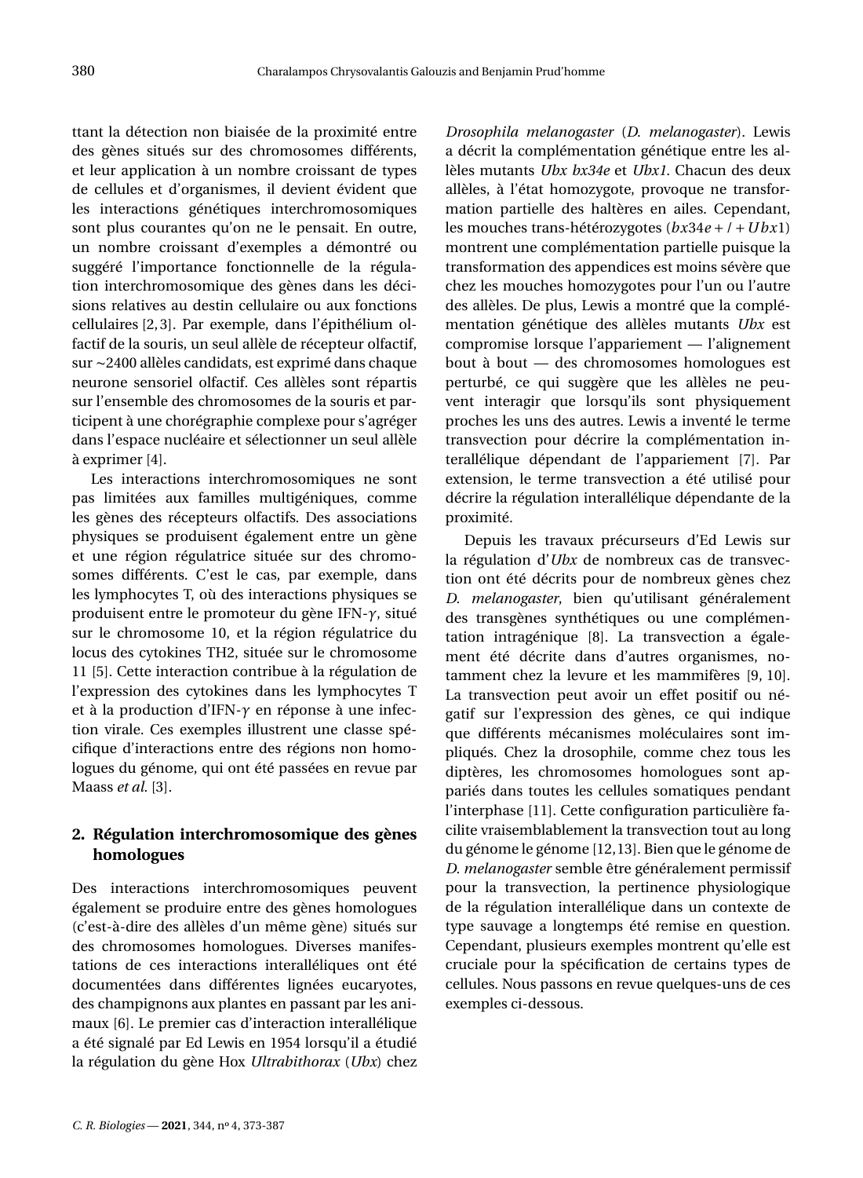ttant la détection non biaisée de la proximité entre des gènes situés sur des chromosomes différents, et leur application à un nombre croissant de types de cellules et d'organismes, il devient évident que les interactions génétiques interchromosomiques sont plus courantes qu'on ne le pensait. En outre, un nombre croissant d'exemples a démontré ou suggéré l'importance fonctionnelle de la régulation interchromosomique des gènes dans les décisions relatives au destin cellulaire ou aux fonctions cellulaires [2,3]. Par exemple, dans l'épithélium olfactif de la souris, un seul allèle de récepteur olfactif, sur ~2400 allèles candidats, est exprimé dans chaque neurone sensoriel olfactif. Ces allèles sont répartis sur l'ensemble des chromosomes de la souris et participent à une chorégraphie complexe pour s'agréger dans l'espace nucléaire et sélectionner un seul allèle à exprimer [4].

Les interactions interchromosomiques ne sont pas limitées aux familles multigéniques, comme les gènes des récepteurs olfactifs. Des associations physiques se produisent également entre un gène et une région régulatrice située sur des chromosomes différents. C'est le cas, par exemple, dans les lymphocytes T, où des interactions physiques se produisent entre le promoteur du gène IFN-$\gamma$, situé sur le chromosome 10, et la région régulatrice du locus des cytokines TH2, située sur le chromosome 11 [5]. Cette interaction contribue à la régulation de l'expression des cytokines dans les lymphocytes T et à la production d'IFN-$\gamma$ en réponse à une infection virale. Ces exemples illustrent une classe spécifique d'interactions entre des régions non homologues du génome, qui ont été passées en revue par Maass *et al.* [3].

## 2. Régulation interchromosomique des gènes homologues

Des interactions interchromosomiques peuvent également se produire entre des gènes homologues (c'est-à-dire des allèles d'un même gène) situés sur des chromosomes homologues. Diverses manifestations de ces interactions interalléliques ont été documentées dans différentes lignées eucaryotes, des champignons aux plantes en passant par les animaux [6]. Le premier cas d'interaction interallélique a été signalé par Ed Lewis en 1954 lorsqu'il a étudié la régulation du gène Hox *Ultrabithorax* (*Ubx*) chez *Drosophila melanogaster* (*D. melanogaster*). Lewis a décrit la complémentation génétique entre les allèles mutants *Ubx bx34e* et *Ubx1.* Chacun des deux allèles, à l'état homozygote, provoque ne transformation partielle des haltères en ailes. Cependant, les mouches trans-hétérozygotes ($bx34e+/+Ubx1$) montrent une complémentation partielle puisque la transformation des appendices est moins sévère que chez les mouches homozygotes pour l'un ou l'autre des allèles. De plus, Lewis a montré que la complémentation génétique des allèles mutants *Ubx* est compromise lorsque l'appariement — l'alignement bout à bout — des chromosomes homologues est perturbé, ce qui suggère que les allèles ne peuvent interagir que lorsqu'ils sont physiquement proches les uns des autres. Lewis a inventé le terme transvection pour décrire la complémentation interallélique dépendant de l'appariement [7]. Par extension, le terme transvection a été utilisé pour décrire la régulation interallélique dépendante de la proximité.

Depuis les travaux précurseurs d'Ed Lewis sur la régulation d'*Ubx* de nombreux cas de transvection ont été décrits pour de nombreux gènes chez *D. melanogaster*, bien qu'utilisant généralement des transgènes synthétiques ou une complémentation intragénique [8]. La transvection a également été décrite dans d'autres organismes, notamment chez la levure et les mammifères [9, 10]. La transvection peut avoir un effet positif ou négatif sur l'expression des gènes, ce qui indique que différents mécanismes moléculaires sont impliqués. Chez la drosophile, comme chez tous les diptères, les chromosomes homologues sont appariés dans toutes les cellules somatiques pendant l'interphase [11]. Cette configuration particulière facilite vraisemblablement la transvection tout au long du génome le génome [12,13]. Bien que le génome de *D. melanogaster* semble être généralement permissif pour la transvection, la pertinence physiologique de la régulation interallélique dans un contexte de type sauvage a longtemps été remise en question. Cependant, plusieurs exemples montrent qu'elle est cruciale pour la spécification de certains types de cellules. Nous passons en revue quelques-uns de ces exemples ci-dessous.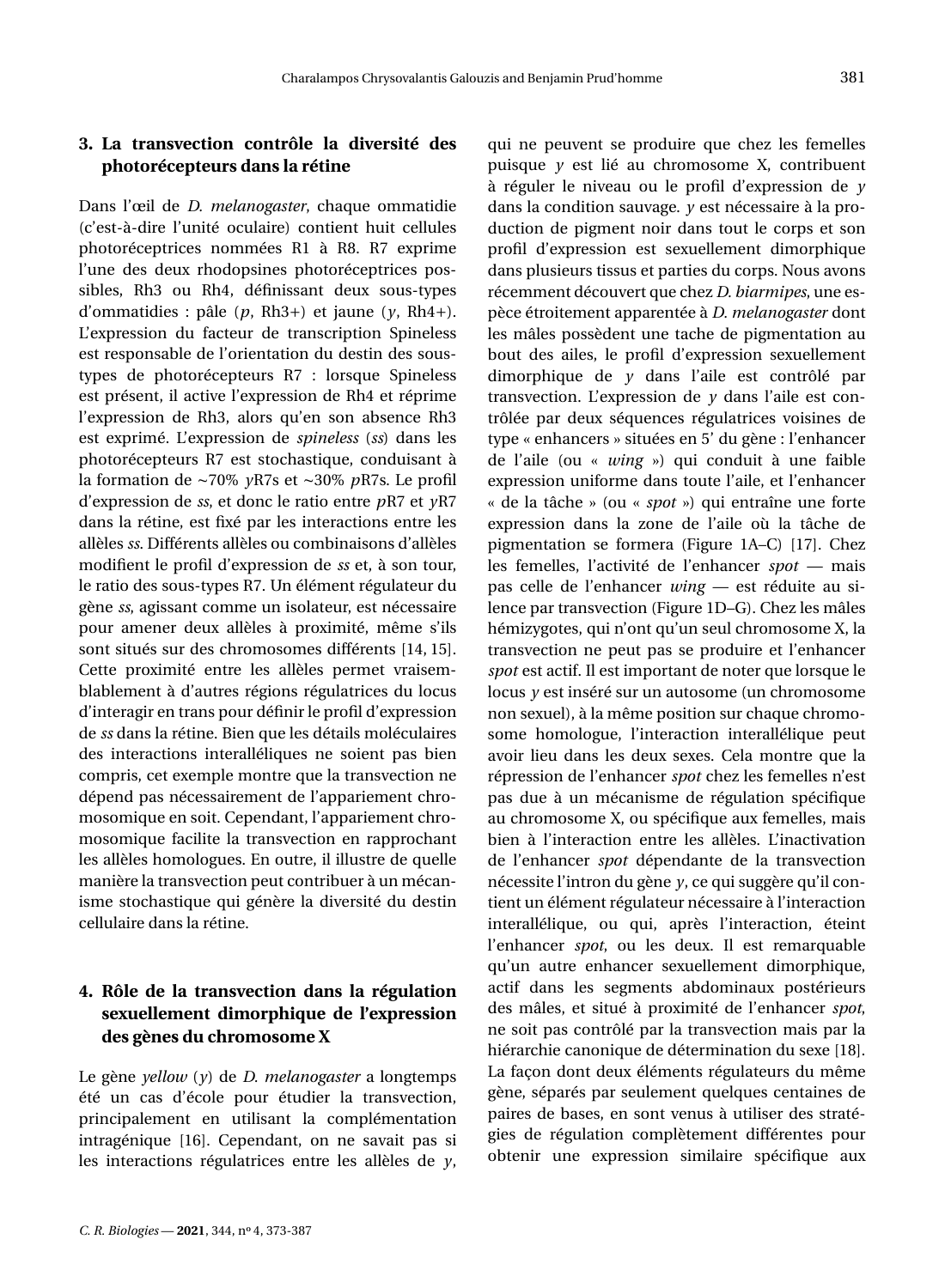## 3. La transvection contrôle la diversité des photorécepteurs dans la rétine

Dans l'œil de *D. melanogaster*, chaque ommatidie (c'est-à-dire l'unité oculaire) contient huit cellules photoréceptrices nommées R1 à R8. R7 exprime l'une des deux rhodopsines photoréceptrices possibles, Rh3 ou Rh4, définissant deux sous-types d'ommatidies : pâle (*p*, Rh3+) et jaune (*y*, Rh4+). L'expression du facteur de transcription Spineless est responsable de l'orientation du destin des sous-types de photorécepteurs R7 : lorsque Spineless est présent, il active l'expression de Rh4 et réprime l'expression de Rh3, alors qu'en son absence Rh3 est exprimé. L'expression de *spineless* (*ss*) dans les photorécepteurs R7 est stochastique, conduisant à la formation de ~70% *y*R7s et ~30% *p*R7s. Le profil d'expression de *ss*, et donc le ratio entre *p*R7 et *y*R7 dans la rétine, est fixé par les interactions entre les allèles *ss*. Différents allèles ou combinaisons d'allèles modifient le profil d'expression de *ss* et, à son tour, le ratio des sous-types R7. Un élément régulateur du gène *ss*, agissant comme un isolateur, est nécessaire pour amener deux allèles à proximité, même s'ils sont situés sur des chromosomes différents [14, 15]. Cette proximité entre les allèles permet vraisemblablement à d'autres régions régulatrices du locus d'interagir en trans pour définir le profil d'expression de *ss* dans la rétine. Bien que les détails moléculaires des interactions interalléliques ne soient pas bien compris, cet exemple montre que la transvection ne dépend pas nécessairement de l'appariement chromosomique en soit. Cependant, l'appariement chromosomique facilite la transvection en rapprochant les allèles homologues. En outre, il illustre de quelle manière la transvection peut contribuer à un mécanisme stochastique qui génère la diversité du destin cellulaire dans la rétine.

## 4. Rôle de la transvection dans la régulation sexuellement dimorphique de l'expression des gènes du chromosome X

Le gène *yellow* (*y*) de *D. melanogaster* a longtemps été un cas d'école pour étudier la transvection, principalement en utilisant la complémentation intragénique [16]. Cependant, on ne savait pas si les interactions régulatrices entre les allèles de *y*, qui ne peuvent se produire que chez les femelles puisque *y* est lié au chromosome X, contribuent à réguler le niveau ou le profil d'expression de *y* dans la condition sauvage. *y* est nécessaire à la production de pigment noir dans tout le corps et son profil d'expression est sexuellement dimorphique dans plusieurs tissus et parties du corps. Nous avons récemment découvert que chez *D. biarmipes*, une espèce étroitement apparentée à *D. melanogaster* dont les mâles possèdent une tache de pigmentation au bout des ailes, le profil d'expression sexuellement dimorphique de *y* dans l'aile est contrôlé par transvection. L'expression de *y* dans l'aile est contrôlée par deux séquences régulatrices voisines de type « enhancers » situées en 5' du gène : l'enhancer de l'aile (ou « *wing* ») qui conduit à une faible expression uniforme dans toute l'aile, et l'enhancer « de la tâche » (ou « *spot* ») qui entraîne une forte expression dans la zone de l'aile où la tâche de pigmentation se formera (Figure 1A–C) [17]. Chez les femelles, l'activité de l'enhancer *spot* — mais pas celle de l'enhancer *wing* — est réduite au silence par transvection (Figure 1D–G). Chez les mâles hémizygotes, qui n'ont qu'un seul chromosome X, la transvection ne peut pas se produire et l'enhancer *spot* est actif. Il est important de noter que lorsque le locus *y* est inséré sur un autosome (un chromosome non sexuel), à la même position sur chaque chromosome homologue, l'interaction interallélique peut avoir lieu dans les deux sexes. Cela montre que la répression de l'enhancer *spot* chez les femelles n'est pas due à un mécanisme de régulation spécifique au chromosome X, ou spécifique aux femelles, mais bien à l'interaction entre les allèles. L'inactivation de l'enhancer *spot* dépendante de la transvection nécessite l'intron du gène *y*, ce qui suggère qu'il contient un élément régulateur nécessaire à l'interaction interallélique, ou qui, après l'interaction, éteint l'enhancer *spot*, ou les deux. Il est remarquable qu'un autre enhancer sexuellement dimorphique, actif dans les segments abdominaux postérieurs des mâles, et situé à proximité de l'enhancer *spot*, ne soit pas contrôlé par la transvection mais par la hiérarchie canonique de détermination du sexe [18]. La façon dont deux éléments régulateurs du même gène, séparés par seulement quelques centaines de paires de bases, en sont venus à utiliser des stratégies de régulation complètement différentes pour obtenir une expression similaire spécifique aux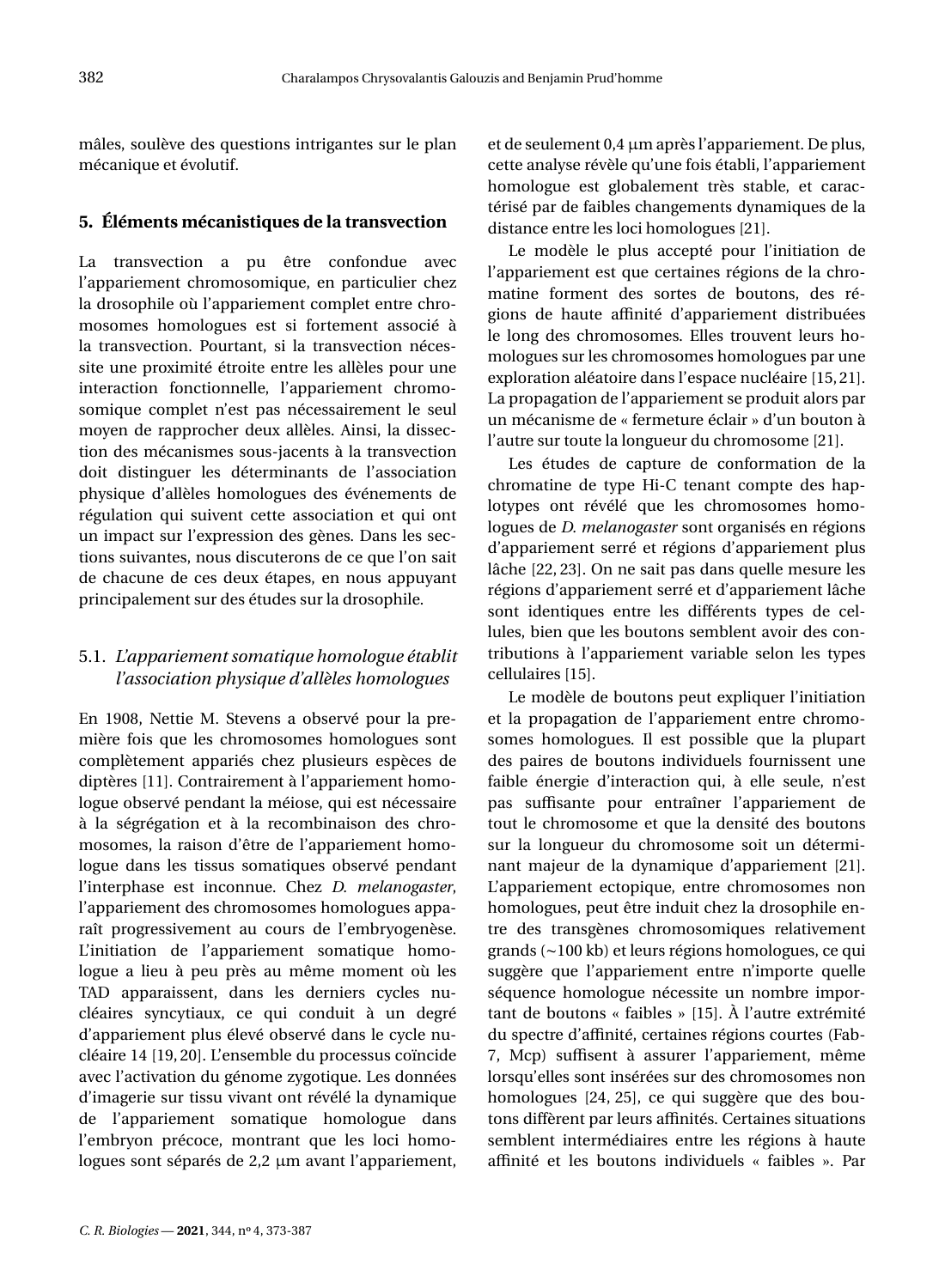mâles, soulève des questions intrigantes sur le plan mécanique et évolutif.

## 5. Éléments mécanistiques de la transvection

La transvection a pu être confondue avec l'appariement chromosomique, en particulier chez la drosophile où l'appariement complet entre chromosomes homologues est si fortement associé à la transvection. Pourtant, si la transvection nécessite une proximité étroite entre les allèles pour une interaction fonctionnelle, l'appariement chromosomique complet n'est pas nécessairement le seul moyen de rapprocher deux allèles. Ainsi, la dissection des mécanismes sous-jacents à la transvection doit distinguer les déterminants de l'association physique d'allèles homologues des événements de régulation qui suivent cette association et qui ont un impact sur l'expression des gènes. Dans les sections suivantes, nous discuterons de ce que l'on sait de chacune de ces deux étapes, en nous appuyant principalement sur des études sur la drosophile.

### 5.1. *L'appariement somatique homologue établit l'association physique d'allèles homologues*

En 1908, Nettie M. Stevens a observé pour la première fois que les chromosomes homologues sont complètement appariés chez plusieurs espèces de diptères [11]. Contrairement à l'appariement homologue observé pendant la méiose, qui est nécessaire à la ségrégation et à la recombinaison des chromosomes, la raison d'être de l'appariement homologue dans les tissus somatiques observé pendant l'interphase est inconnue. Chez *D. melanogaster*, l'appariement des chromosomes homologues apparaît progressivement au cours de l'embryogenèse. L'initiation de l'appariement somatique homologue a lieu à peu près au même moment où les TAD apparaissent, dans les derniers cycles nucléaires syncytiaux, ce qui conduit à un degré d'appariement plus élevé observé dans le cycle nucléaire 14 [19, 20]. L'ensemble du processus coïncide avec l'activation du génome zygotique. Les données d'imagerie sur tissu vivant ont révélé la dynamique de l'appariement somatique homologue dans l'embryon précoce, montrant que les loci homologues sont séparés de 2,2 μm avant l'appariement, et de seulement 0,4 μm après l'appariement. De plus, cette analyse révèle qu'une fois établi, l'appariement homologue est globalement très stable, et caractérisé par de faibles changements dynamiques de la distance entre les loci homologues [21].

Le modèle le plus accepté pour l'initiation de l'appariement est que certaines régions de la chromatine forment des sortes de boutons, des régions de haute affinité d'appariement distribuées le long des chromosomes. Elles trouvent leurs homologues sur les chromosomes homologues par une exploration aléatoire dans l'espace nucléaire [15, 21]. La propagation de l'appariement se produit alors par un mécanisme de « fermeture éclair » d'un bouton à l'autre sur toute la longueur du chromosome [21].

Les études de capture de conformation de la chromatine de type Hi-C tenant compte des haplotypes ont révélé que les chromosomes homologues de *D. melanogaster* sont organisés en régions d'appariement serré et régions d'appariement plus lâche [22, 23]. On ne sait pas dans quelle mesure les régions d'appariement serré et d'appariement lâche sont identiques entre les différents types de cellules, bien que les boutons semblent avoir des contributions à l'appariement variable selon les types cellulaires [15].

Le modèle de boutons peut expliquer l'initiation et la propagation de l'appariement entre chromosomes homologues. Il est possible que la plupart des paires de boutons individuels fournissent une faible énergie d'interaction qui, à elle seule, n'est pas suffisante pour entraîner l'appariement de tout le chromosome et que la densité des boutons sur la longueur du chromosome soit un déterminant majeur de la dynamique d'appariement [21]. L'appariement ectopique, entre chromosomes non homologues, peut être induit chez la drosophile entre des transgènes chromosomiques relativement grands (~100 kb) et leurs régions homologues, ce qui suggère que l'appariement entre n'importe quelle séquence homologue nécessite un nombre important de boutons « faibles » [15]. À l'autre extrémité du spectre d'affinité, certaines régions courtes (Fab-7, Mcp) suffisent à assurer l'appariement, même lorsqu'elles sont insérées sur des chromosomes non homologues [24, 25], ce qui suggère que des boutons diffèrent par leurs affinités. Certaines situations semblent intermédiaires entre les régions à haute affinité et les boutons individuels « faibles ». Par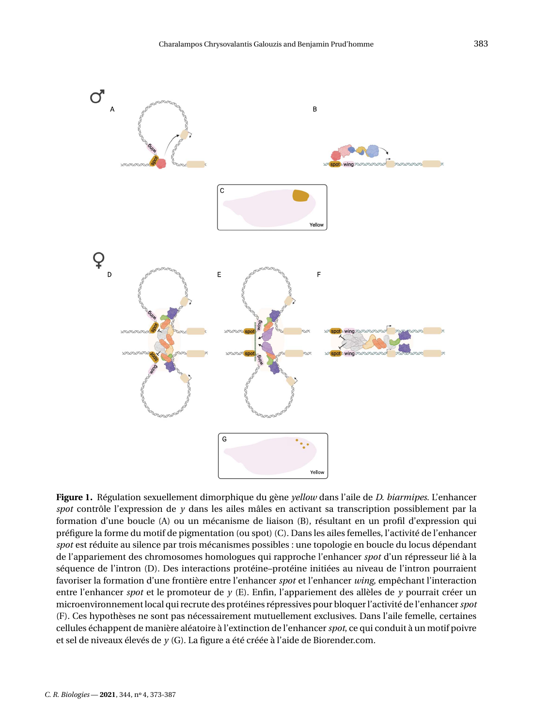**Figure 1.** Régulation sexuellement dimorphique du gène *yellow* dans l'aile de *D. biarmipes*. L'enhancer *spot* contrôle l'expression de *y* dans les ailes mâles en activant sa transcription possiblement par la formation d'une boucle (A) ou un mécanisme de liaison (B), résultant en un profil d'expression qui préfigure la forme du motif de pigmentation (ou spot) (C). Dans les ailes femelles, l'activité de l'enhancer *spot* est réduite au silence par trois mécanismes possibles : une topologie en boucle du locus dépendant de l'appariement des chromosomes homologues qui rapproche l'enhancer *spot* d'un répresseur lié à la séquence de l'intron (D). Des interactions protéine–protéine initiées au niveau de l'intron pourraient favoriser la formation d'une frontière entre l'enhancer *spot* et l'enhancer *wing*, empêchant l'interaction entre l'enhancer *spot* et le promoteur de *y* (E). Enfin, l'appariement des allèles de *y* pourrait créer un microenvironnement local qui recrute des protéines répressives pour bloquer l'activité de l'enhancer *spot* (F). Ces hypothèses ne sont pas nécessairement mutuellement exclusives. Dans l'aile femelle, certaines cellules échappent de manière aléatoire à l'extinction de l'enhancer *spot*, ce qui conduit à un motif poivre et sel de niveaux élevés de *y* (G). La figure a été créée à l'aide de Biorender.com.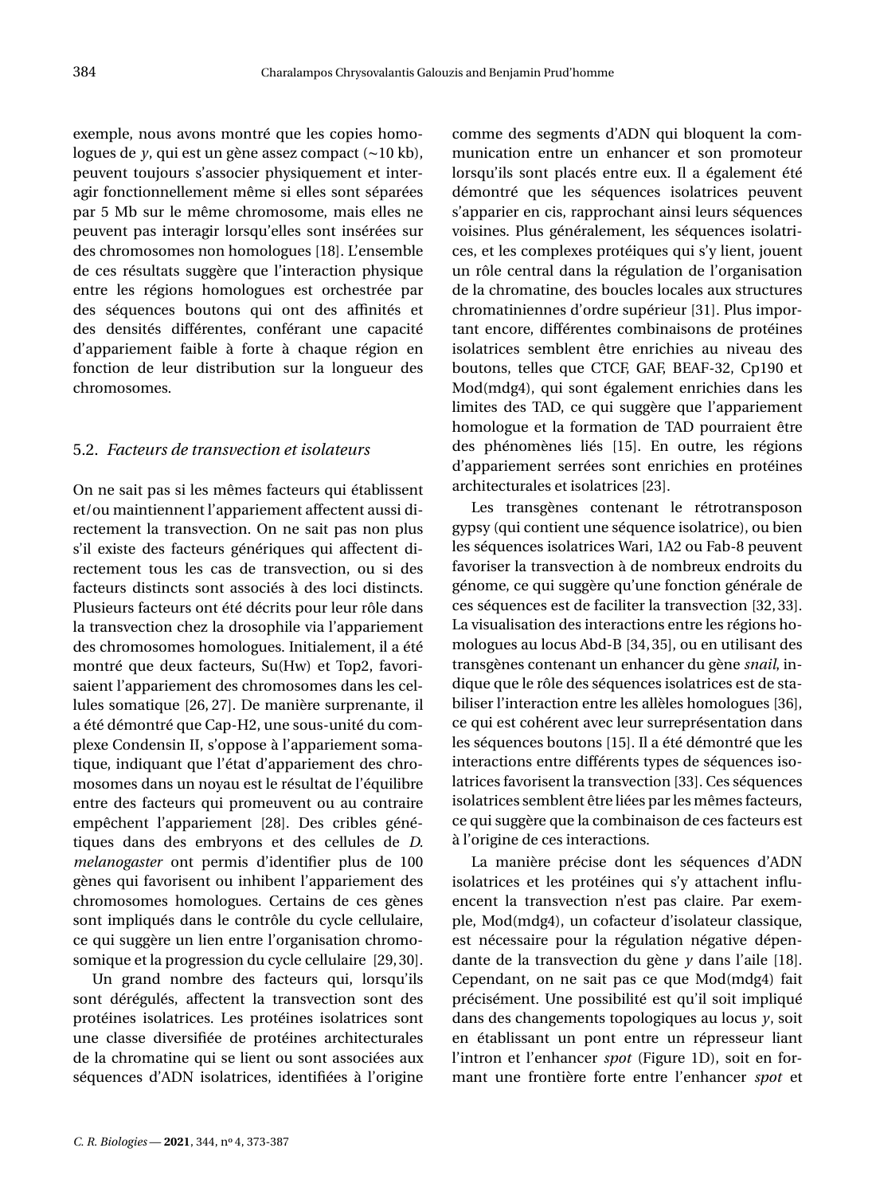exemple, nous avons montré que les copies homologues de *y*, qui est un gène assez compact (∼10 kb), peuvent toujours s'associer physiquement et interagir fonctionnellement même si elles sont séparées par 5 Mb sur le même chromosome, mais elles ne peuvent pas interagir lorsqu'elles sont insérées sur des chromosomes non homologues [18]. L'ensemble de ces résultats suggère que l'interaction physique entre les régions homologues est orchestrée par des séquences boutons qui ont des affinités et des densités différentes, conférant une capacité d'appariement faible à forte à chaque région en fonction de leur distribution sur la longueur des chromosomes.

### 5.2. *Facteurs de transvection et isolateurs*

On ne sait pas si les mêmes facteurs qui établissent et/ou maintiennent l'appariement affectent aussi directement la transvection. On ne sait pas non plus s'il existe des facteurs génériques qui affectent directement tous les cas de transvection, ou si des facteurs distincts sont associés à des loci distincts. Plusieurs facteurs ont été décrits pour leur rôle dans la transvection chez la drosophile via l'appariement des chromosomes homologues. Initialement, il a été montré que deux facteurs, Su(Hw) et Top2, favorisaient l'appariement des chromosomes dans les cellules somatique [26, 27]. De manière surprenante, il a été démontré que Cap-H2, une sous-unité du complexe Condensin II, s'oppose à l'appariement somatique, indiquant que l'état d'appariement des chromosomes dans un noyau est le résultat de l'équilibre entre des facteurs qui promeuvent ou au contraire empêchent l'appariement [28]. Des cribles génétiques dans des embryons et des cellules de *D. melanogaster* ont permis d'identifier plus de 100 gènes qui favorisent ou inhibent l'appariement des chromosomes homologues. Certains de ces gènes sont impliqués dans le contrôle du cycle cellulaire, ce qui suggère un lien entre l'organisation chromosomique et la progression du cycle cellulaire [29, 30].

Un grand nombre des facteurs qui, lorsqu'ils sont dérégulés, affectent la transvection sont des protéines isolatrices. Les protéines isolatrices sont une classe diversifiée de protéines architecturales de la chromatine qui se lient ou sont associées aux séquences d'ADN isolatrices, identifiées à l'origine comme des segments d'ADN qui bloquent la communication entre un enhancer et son promoteur lorsqu'ils sont placés entre eux. Il a également été démontré que les séquences isolatrices peuvent s'apparier en cis, rapprochant ainsi leurs séquences voisines. Plus généralement, les séquences isolatrices, et les complexes protéiques qui s'y lient, jouent un rôle central dans la régulation de l'organisation de la chromatine, des boucles locales aux structures chromatiniennes d'ordre supérieur [31]. Plus important encore, différentes combinaisons de protéines isolatrices semblent être enrichies au niveau des boutons, telles que CTCF, GAF, BEAF-32, Cp190 et Mod(mdg4), qui sont également enrichies dans les limites des TAD, ce qui suggère que l'appariement homologue et la formation de TAD pourraient être des phénomènes liés [15]. En outre, les régions d'appariement serrées sont enrichies en protéines architecturales et isolatrices [23].

Les transgènes contenant le rétrotransposon gypsy (qui contient une séquence isolatrice), ou bien les séquences isolatrices Wari, 1A2 ou Fab-8 peuvent favoriser la transvection à de nombreux endroits du génome, ce qui suggère qu'une fonction générale de ces séquences est de faciliter la transvection [32, 33]. La visualisation des interactions entre les régions homologues au locus Abd-B [34, 35], ou en utilisant des transgènes contenant un enhancer du gène *snail*, indique que le rôle des séquences isolatrices est de stabiliser l'interaction entre les allèles homologues [36], ce qui est cohérent avec leur surreprésentation dans les séquences boutons [15]. Il a été démontré que les interactions entre différents types de séquences isolatrices favorisent la transvection [33]. Ces séquences isolatrices semblent être liées par les mêmes facteurs, ce qui suggère que la combinaison de ces facteurs est à l'origine de ces interactions.

La manière précise dont les séquences d'ADN isolatrices et les protéines qui s'y attachent influencent la transvection n'est pas claire. Par exemple, Mod(mdg4), un cofacteur d'isolateur classique, est nécessaire pour la régulation négative dépendante de la transvection du gène *y* dans l'aile [18]. Cependant, on ne sait pas ce que Mod(mdg4) fait précisément. Une possibilité est qu'il soit impliqué dans des changements topologiques au locus *y*, soit en établissant un pont entre un répresseur liant l'intron et l'enhancer *spot* (Figure 1D), soit en formant une frontière forte entre l'enhancer *spot* et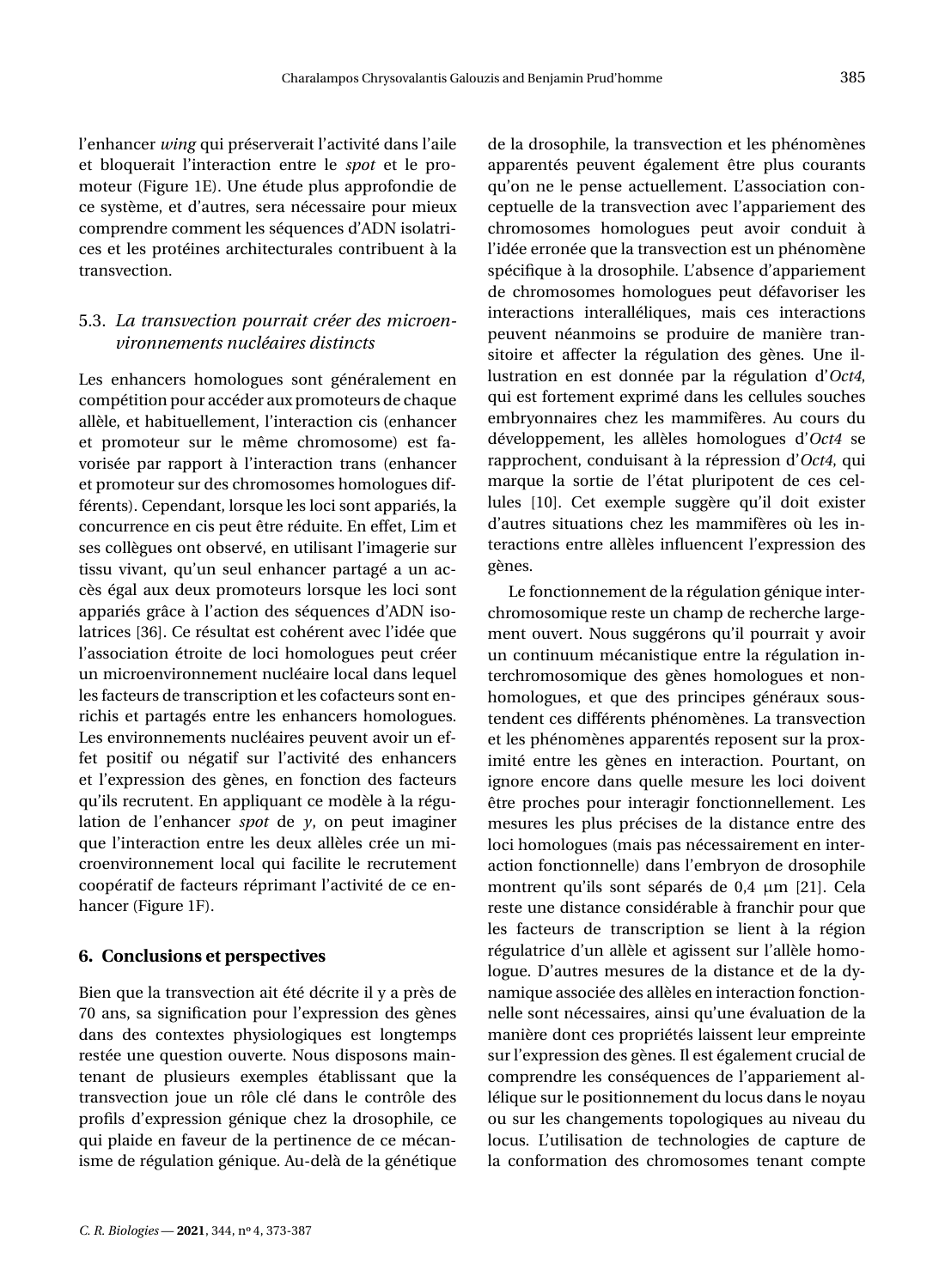l'enhancer *wing* qui préserverait l'activité dans l'aile et bloquerait l'interaction entre le *spot* et le promoteur (Figure 1E). Une étude plus approfondie de ce système, et d'autres, sera nécessaire pour mieux comprendre comment les séquences d'ADN isolatrices et les protéines architecturales contribuent à la transvection.

### 5.3. *La transvection pourrait créer des microenvironnements nucléaires distincts*

Les enhancers homologues sont généralement en compétition pour accéder aux promoteurs de chaque allèle, et habituellement, l'interaction cis (enhancer et promoteur sur le même chromosome) est favorisée par rapport à l'interaction trans (enhancer et promoteur sur des chromosomes homologues différents). Cependant, lorsque les loci sont appariés, la concurrence en cis peut être réduite. En effet, Lim et ses collègues ont observé, en utilisant l'imagerie sur tissu vivant, qu'un seul enhancer partagé a un accès égal aux deux promoteurs lorsque les loci sont appariés grâce à l'action des séquences d'ADN isolatrices [36]. Ce résultat est cohérent avec l'idée que l'association étroite de loci homologues peut créer un microenvironnement nucléaire local dans lequel les facteurs de transcription et les cofacteurs sont enrichis et partagés entre les enhancers homologues. Les environnements nucléaires peuvent avoir un effet positif ou négatif sur l'activité des enhancers et l'expression des gènes, en fonction des facteurs qu'ils recrutent. En appliquant ce modèle à la régulation de l'enhancer *spot* de *y*, on peut imaginer que l'interaction entre les deux allèles crée un microenvironnement local qui facilite le recrutement coopératif de facteurs réprimant l'activité de ce enhancer (Figure 1F).

## 6. Conclusions et perspectives

Bien que la transvection ait été décrite il y a près de 70 ans, sa signification pour l'expression des gènes dans des contextes physiologiques est longtemps restée une question ouverte. Nous disposons maintenant de plusieurs exemples établissant que la transvection joue un rôle clé dans le contrôle des profils d'expression génique chez la drosophile, ce qui plaide en faveur de la pertinence de ce mécanisme de régulation génique. Au-delà de la génétique de la drosophile, la transvection et les phénomènes apparentés peuvent également être plus courants qu'on ne le pense actuellement. L'association conceptuelle de la transvection avec l'appariement des chromosomes homologues peut avoir conduit à l'idée erronée que la transvection est un phénomène spécifique à la drosophile. L'absence d'appariement de chromosomes homologues peut défavoriser les interactions interalléliques, mais ces interactions peuvent néanmoins se produire de manière transitoire et affecter la régulation des gènes. Une illustration en est donnée par la régulation d'*Oct4*, qui est fortement exprimé dans les cellules souches embryonnaires chez les mammifères. Au cours du développement, les allèles homologues d'*Oct4* se rapprochent, conduisant à la répression d'*Oct4*, qui marque la sortie de l'état pluripotent de ces cellules [10]. Cet exemple suggère qu'il doit exister d'autres situations chez les mammifères où les interactions entre allèles influencent l'expression des gènes.

Le fonctionnement de la régulation génique interchromosomique reste un champ de recherche largement ouvert. Nous suggérons qu'il pourrait y avoir un continuum mécanistique entre la régulation interchromosomique des gènes homologues et non-homologues, et que des principes généraux sous-tendent ces différents phénomènes. La transvection et les phénomènes apparentés reposent sur la proximité entre les gènes en interaction. Pourtant, on ignore encore dans quelle mesure les loci doivent être proches pour interagir fonctionnellement. Les mesures les plus précises de la distance entre des loci homologues (mais pas nécessairement en interaction fonctionnelle) dans l'embryon de drosophile montrent qu'ils sont séparés de 0,4 μm [21]. Cela reste une distance considérable à franchir pour que les facteurs de transcription se lient à la région régulatrice d'un allèle et agissent sur l'allèle homologue. D'autres mesures de la distance et de la dynamique associée des allèles en interaction fonctionnelle sont nécessaires, ainsi qu'une évaluation de la manière dont ces propriétés laissent leur empreinte sur l'expression des gènes. Il est également crucial de comprendre les conséquences de l'appariement allélique sur le positionnement du locus dans le noyau ou sur les changements topologiques au niveau du locus. L'utilisation de technologies de capture de la conformation des chromosomes tenant compte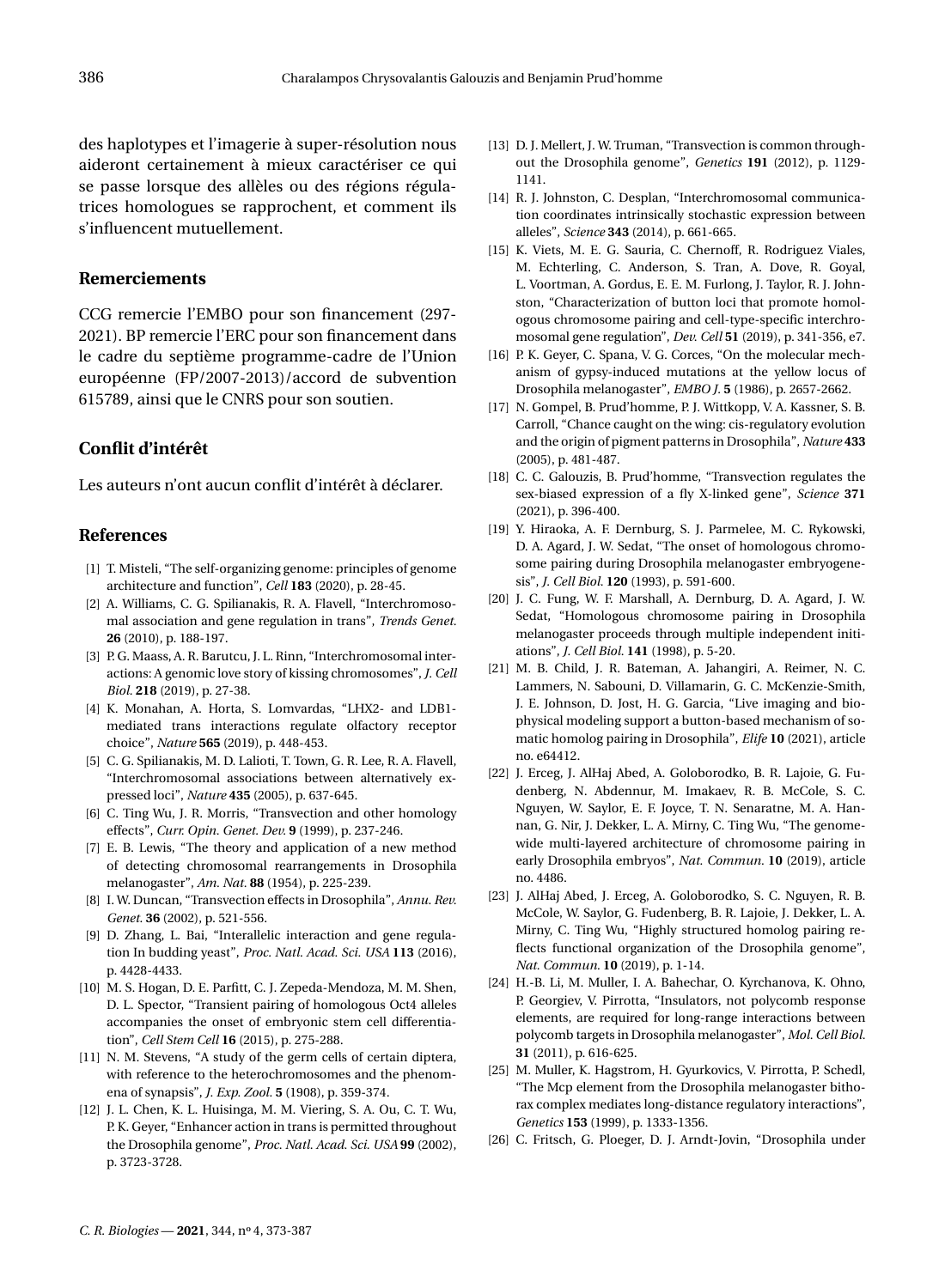des haplotypes et l'imagerie à super-résolution nous aideront certainement à mieux caractériser ce qui se passe lorsque des allèles ou des régions régulatrices homologues se rapprochent, et comment ils s'influencent mutuellement.

## Remerciements

CCG remercie l'EMBO pour son financement (297-2021). BP remercie l'ERC pour son financement dans le cadre du septième programme-cadre de l'Union européenne (FP/2007-2013)/accord de subvention 615789, ainsi que le CNRS pour son soutien.

## Conflit d'intérêt

Les auteurs n'ont aucun conflit d'intérêt à déclarer.

## References

[1] T. Misteli, "The self-organizing genome: principles of genome architecture and function", *Cell* **183** (2020), p. 28-45.

[2] A. Williams, C. G. Spilianakis, R. A. Flavell, "Interchromosomal association and gene regulation in trans", *Trends Genet.* **26** (2010), p. 188-197.

[3] P. G. Maass, A. R. Barutcu, J. L. Rinn, "Interchromosomal interactions: A genomic love story of kissing chromosomes", *J. Cell Biol.* **218** (2019), p. 27-38.

[4] K. Monahan, A. Horta, S. Lomvardas, "LHX2- and LDB1-mediated trans interactions regulate olfactory receptor choice", *Nature* **565** (2019), p. 448-453.

[5] C. G. Spilianakis, M. D. Lalioti, T. Town, G. R. Lee, R. A. Flavell, "Interchromosomal associations between alternatively expressed loci", *Nature* **435** (2005), p. 637-645.

[6] C. Ting Wu, J. R. Morris, "Transvection and other homology effects", *Curr. Opin. Genet. Dev.* **9** (1999), p. 237-246.

[7] E. B. Lewis, "The theory and application of a new method of detecting chromosomal rearrangements in Drosophila melanogaster", *Am. Nat.* **88** (1954), p. 225-239.

[8] I. W. Duncan, "Transvection effects in Drosophila", *Annu. Rev. Genet.* **36** (2002), p. 521-556.

[9] D. Zhang, L. Bai, "Interallelic interaction and gene regulation In budding yeast", *Proc. Natl. Acad. Sci. USA* **113** (2016), p. 4428-4433.

[10] M. S. Hogan, D. E. Parfitt, C. J. Zepeda-Mendoza, M. M. Shen, D. L. Spector, "Transient pairing of homologous Oct4 alleles accompanies the onset of embryonic stem cell differentiation", *Cell Stem Cell* **16** (2015), p. 275-288.

[11] N. M. Stevens, "A study of the germ cells of certain diptera, with reference to the heterochromosomes and the phenomena of synapsis", *J. Exp. Zool.* **5** (1908), p. 359-374.

[12] J. L. Chen, K. L. Huisinga, M. M. Viering, S. A. Ou, C. T. Wu, P. K. Geyer, "Enhancer action in trans is permitted throughout the Drosophila genome", *Proc. Natl. Acad. Sci. USA* **99** (2002), p. 3723-3728.

[13] D. J. Mellert, J. W. Truman, "Transvection is common throughout the Drosophila genome", *Genetics* **191** (2012), p. 1129-1141.

[14] R. J. Johnston, C. Desplan, "Interchromosomal communication coordinates intrinsically stochastic expression between alleles", *Science* **343** (2014), p. 661-665.

[15] K. Viets, M. E. G. Sauria, C. Chernoff, R. Rodriguez Viales, M. Echterling, C. Anderson, S. Tran, A. Dove, R. Goyal, L. Voortman, A. Gordus, E. E. M. Furlong, J. Taylor, R. J. Johnston, "Characterization of button loci that promote homologous chromosome pairing and cell-type-specific interchromosomal gene regulation", *Dev. Cell* **51** (2019), p. 341-356, e7.

[16] P. K. Geyer, C. Spana, V. G. Corces, "On the molecular mechanism of gypsy-induced mutations at the yellow locus of Drosophila melanogaster", *EMBO J.* **5** (1986), p. 2657-2662.

[17] N. Gompel, B. Prud'homme, P. J. Wittkopp, V. A. Kassner, S. B. Carroll, "Chance caught on the wing: cis-regulatory evolution and the origin of pigment patterns in Drosophila", *Nature* **433** (2005), p. 481-487.

[18] C. C. Galouzis, B. Prud'homme, "Transvection regulates the sex-biased expression of a fly X-linked gene", *Science* **371** (2021), p. 396-400.

[19] Y. Hiraoka, A. F. Dernburg, S. J. Parmelee, M. C. Rykowski, D. A. Agard, J. W. Sedat, "The onset of homologous chromosome pairing during Drosophila melanogaster embryogenesis", *J. Cell Biol.* **120** (1993), p. 591-600.

[20] J. C. Fung, W. F. Marshall, A. Dernburg, D. A. Agard, J. W. Sedat, "Homologous chromosome pairing in Drosophila melanogaster proceeds through multiple independent initiations", *J. Cell Biol.* **141** (1998), p. 5-20.

[21] M. B. Child, J. R. Bateman, A. Jahangiri, A. Reimer, N. C. Lammers, N. Sabouni, D. Villamarin, G. C. McKenzie-Smith, J. E. Johnson, D. Jost, H. G. Garcia, "Live imaging and biophysical modeling support a button-based mechanism of somatic homolog pairing in Drosophila", *Elife* **10** (2021), article no. e64412.

[22] J. Erceg, J. AlHaj Abed, A. Goloborodko, B. R. Lajoie, G. Fudenberg, N. Abdennur, M. Imakaev, R. B. McCole, S. C. Nguyen, W. Saylor, E. F. Joyce, T. N. Senaratne, M. A. Hannan, G. Nir, J. Dekker, L. A. Mirny, C. Ting Wu, "The genome-wide multi-layered architecture of chromosome pairing in early Drosophila embryos", *Nat. Commun.* **10** (2019), article no. 4486.

[23] J. AlHaj Abed, J. Erceg, A. Goloborodko, S. C. Nguyen, R. B. McCole, W. Saylor, G. Fudenberg, B. R. Lajoie, J. Dekker, L. A. Mirny, C. Ting Wu, "Highly structured homolog pairing reflects functional organization of the Drosophila genome", *Nat. Commun.* **10** (2019), p. 1-14.

[24] H.-B. Li, M. Muller, I. A. Bahechar, O. Kyrchanova, K. Ohno, P. Georgiev, V. Pirrotta, "Insulators, not polycomb response elements, are required for long-range interactions between polycomb targets in Drosophila melanogaster", *Mol. Cell Biol.* **31** (2011), p. 616-625.

[25] M. Muller, K. Hagstrom, H. Gyurkovics, V. Pirrotta, P. Schedl, "The Mcp element from the Drosophila melanogaster bithorax complex mediates long-distance regulatory interactions", *Genetics* **153** (1999), p. 1333-1356.

[26] C. Fritsch, G. Ploeger, D. J. Arndt-Jovin, "Drosophila under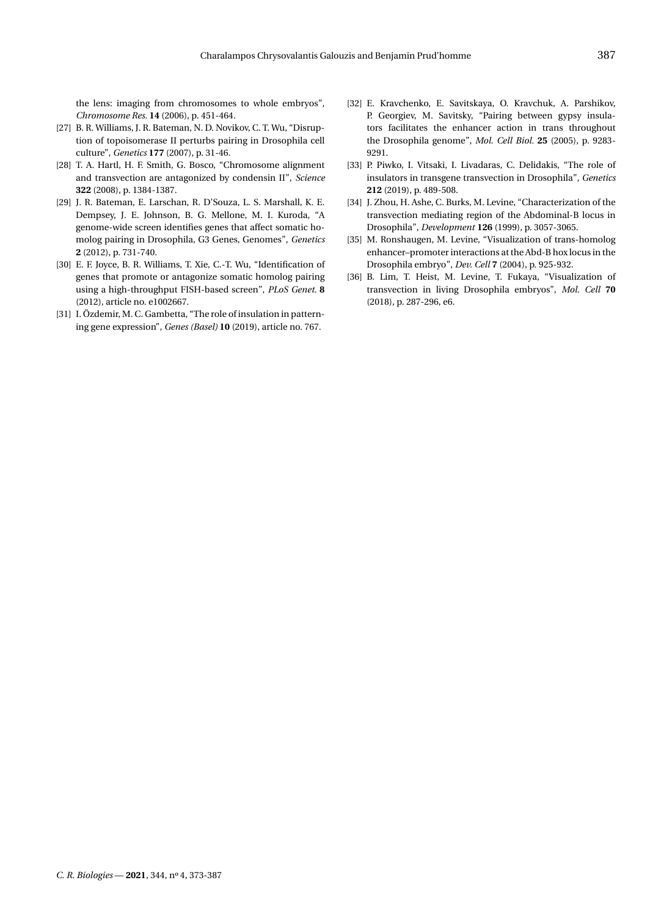the lens: imaging from chromosomes to whole embryos", *Chromosome Res.* **14** (2006), p. 451-464.

[27] B. R. Williams, J. R. Bateman, N. D. Novikov, C. T. Wu, "Disruption of topoisomerase II perturbs pairing in Drosophila cell culture", *Genetics* **177** (2007), p. 31-46.

[28] T. A. Hartl, H. F. Smith, G. Bosco, "Chromosome alignment and transvection are antagonized by condensin II", *Science* **322** (2008), p. 1384-1387.

[29] J. R. Bateman, E. Larschan, R. D'Souza, L. S. Marshall, K. E. Dempsey, J. E. Johnson, B. G. Mellone, M. I. Kuroda, "A genome-wide screen identifies genes that affect somatic homolog pairing in Drosophila, G3 Genes, Genomes", *Genetics* **2** (2012), p. 731-740.

[30] E. F. Joyce, B. R. Williams, T. Xie, C.-T. Wu, "Identification of genes that promote or antagonize somatic homolog pairing using a high-throughput FISH-based screen", *PLoS Genet.* **8** (2012), article no. e1002667.

[31] I. Özdemir, M. C. Gambetta, "The role of insulation in patterning gene expression", *Genes (Basel)* **10** (2019), article no. 767.

[32] E. Kravchenko, E. Savitskaya, O. Kravchuk, A. Parshikov, P. Georgiev, M. Savitsky, "Pairing between gypsy insulators facilitates the enhancer action in trans throughout the Drosophila genome", *Mol. Cell Biol.* **25** (2005), p. 9283-9291.

[33] P. Piwko, I. Vitsaki, I. Livadaras, C. Delidakis, "The role of insulators in transgene transvection in Drosophila", *Genetics* **212** (2019), p. 489-508.

[34] J. Zhou, H. Ashe, C. Burks, M. Levine, "Characterization of the transvection mediating region of the Abdominal-B locus in Drosophila", *Development* **126** (1999), p. 3057-3065.

[35] M. Ronshaugen, M. Levine, "Visualization of trans-homolog enhancer–promoter interactions at the Abd-B hox locus in the Drosophila embryo", *Dev. Cell* **7** (2004), p. 925-932.

[36] B. Lim, T. Heist, M. Levine, T. Fukaya, "Visualization of transvection in living Drosophila embryos", *Mol. Cell* **70** (2018), p. 287-296, e6.